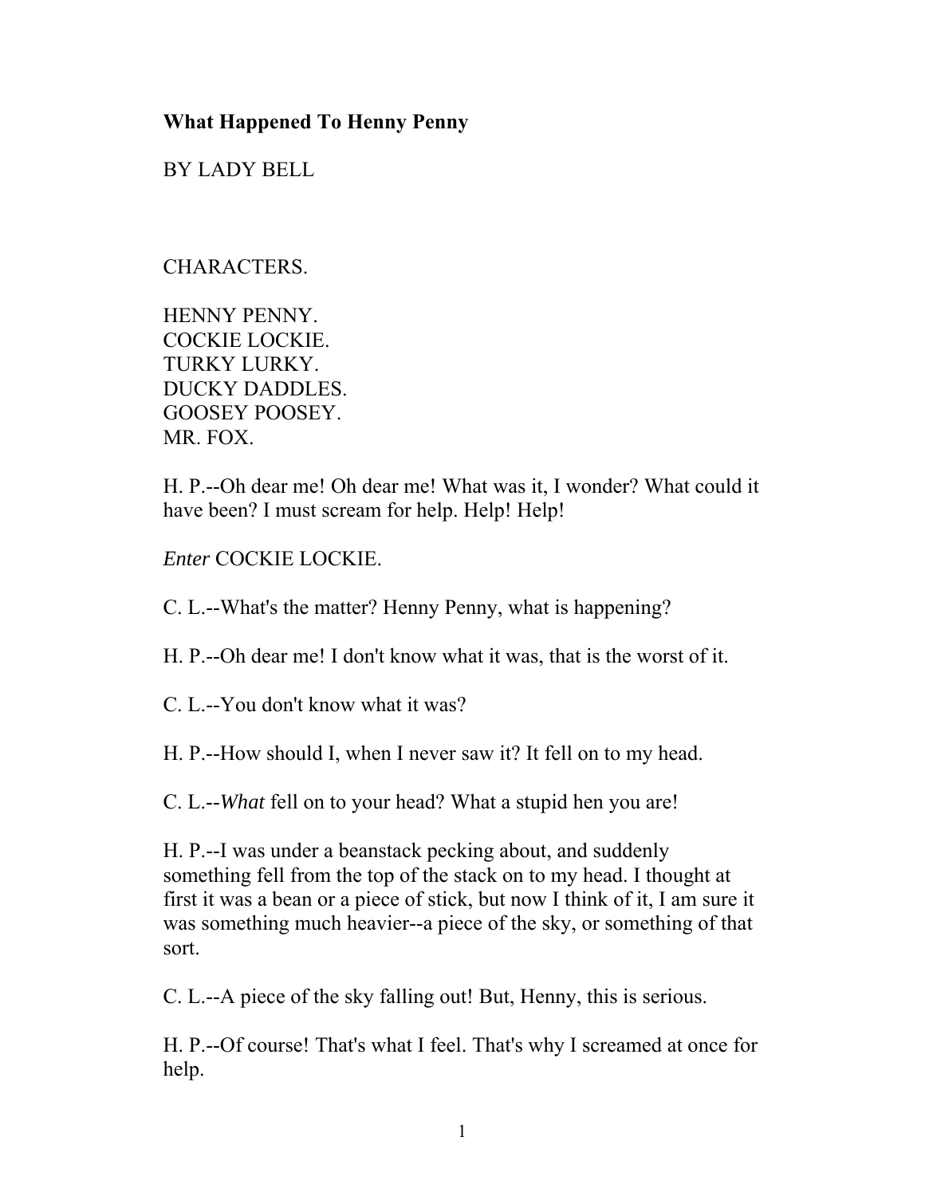**What Happened To Henny Penny**

BY LADY BELL

CHARACTERS.

HENNY PENNY.
COCKIE LOCKIE.
TURKY LURKY.
DUCKY DADDLES.
GOOSEY POOSEY.
MR. FOX.

H. P.--Oh dear me! Oh dear me! What was it, I wonder? What could it have been? I must scream for help. Help! Help!

*Enter* COCKIE LOCKIE.

C. L.--What's the matter? Henny Penny, what is happening?

H. P.--Oh dear me! I don't know what it was, that is the worst of it.

C. L.--You don't know what it was?

H. P.--How should I, when I never saw it? It fell on to my head.

C. L.--*What* fell on to your head? What a stupid hen you are!

H. P.--I was under a beanstack pecking about, and suddenly something fell from the top of the stack on to my head. I thought at first it was a bean or a piece of stick, but now I think of it, I am sure it was something much heavier--a piece of the sky, or something of that sort.

C. L.--A piece of the sky falling out! But, Henny, this is serious.

H. P.--Of course! That's what I feel. That's why I screamed at once for help.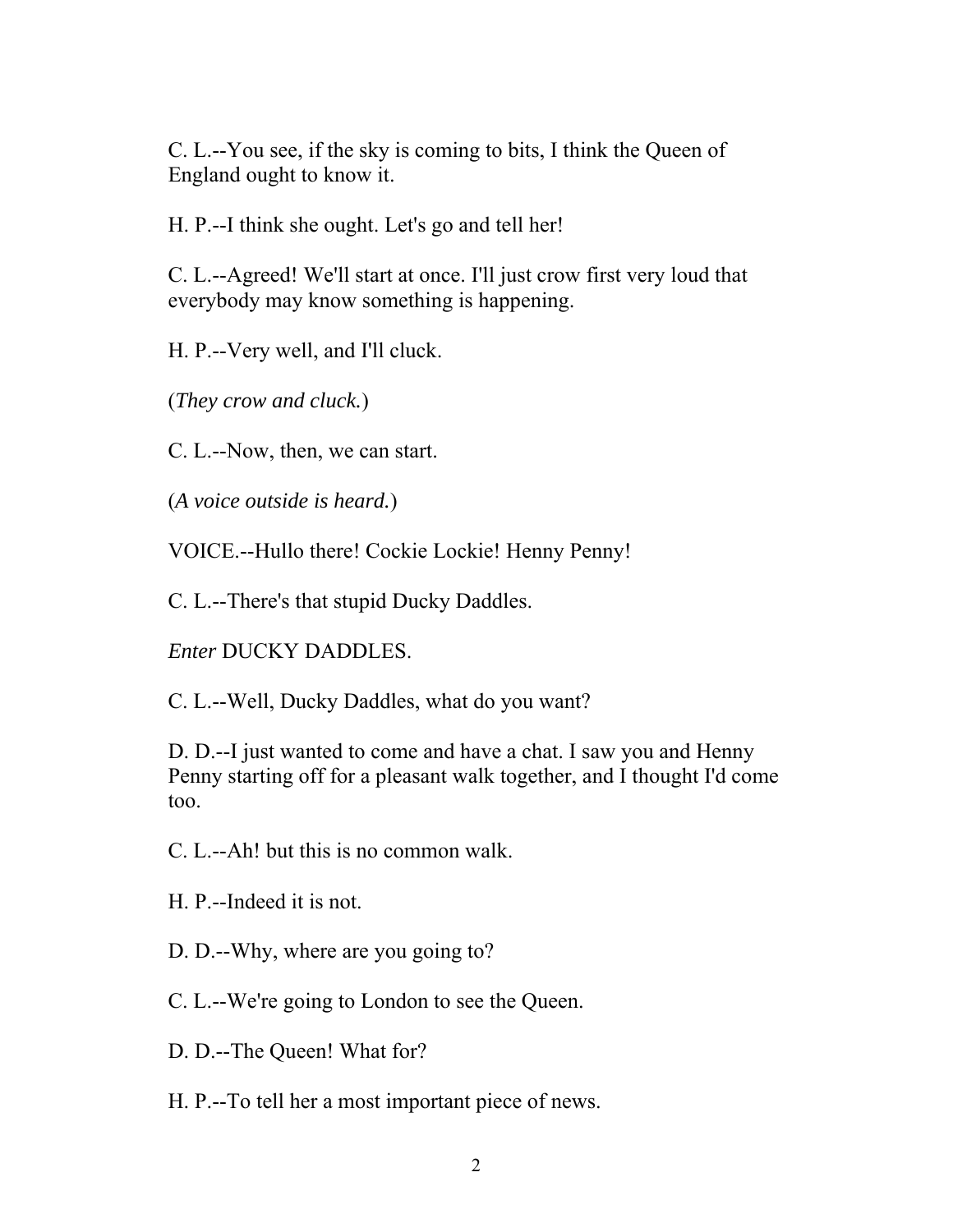C. L.--You see, if the sky is coming to bits, I think the Queen of England ought to know it.

H. P.--I think she ought. Let's go and tell her!

C. L.--Agreed! We'll start at once. I'll just crow first very loud that everybody may know something is happening.

H. P.--Very well, and I'll cluck.

(*They crow and cluck.*)

C. L.--Now, then, we can start.

(*A voice outside is heard.*)

VOICE.--Hullo there! Cockie Lockie! Henny Penny!

C. L.--There's that stupid Ducky Daddles.

*Enter* DUCKY DADDLES.

C. L.--Well, Ducky Daddles, what do you want?

D. D.--I just wanted to come and have a chat. I saw you and Henny Penny starting off for a pleasant walk together, and I thought I'd come too.

C. L.--Ah! but this is no common walk.

H. P.--Indeed it is not.

D. D.--Why, where are you going to?

C. L.--We're going to London to see the Queen.

D. D.--The Queen! What for?

H. P.--To tell her a most important piece of news.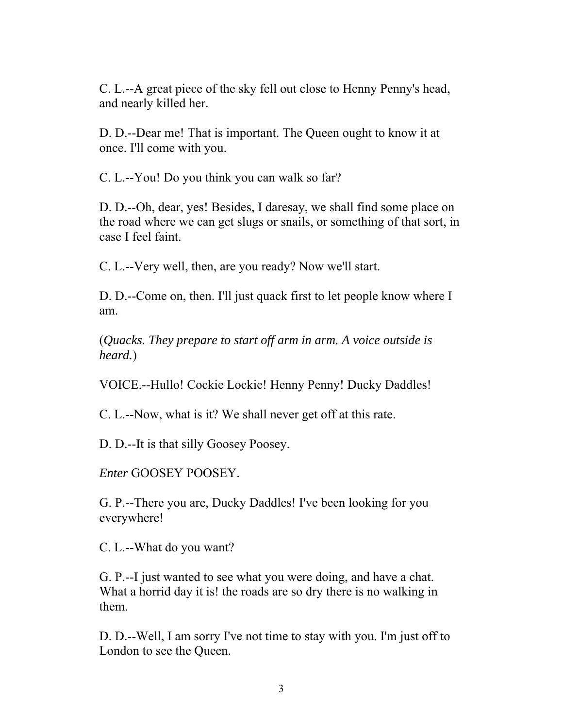C. L.--A great piece of the sky fell out close to Henny Penny's head, and nearly killed her.

D. D.--Dear me! That is important. The Queen ought to know it at once. I'll come with you.

C. L.--You! Do you think you can walk so far?

D. D.--Oh, dear, yes! Besides, I daresay, we shall find some place on the road where we can get slugs or snails, or something of that sort, in case I feel faint.

C. L.--Very well, then, are you ready? Now we'll start.

D. D.--Come on, then. I'll just quack first to let people know where I am.

(*Quacks. They prepare to start off arm in arm. A voice outside is heard.*)

VOICE.--Hullo! Cockie Lockie! Henny Penny! Ducky Daddles!

C. L.--Now, what is it? We shall never get off at this rate.

D. D.--It is that silly Goosey Poosey.

*Enter* GOOSEY POOSEY.

G. P.--There you are, Ducky Daddles! I've been looking for you everywhere!

C. L.--What do you want?

G. P.--I just wanted to see what you were doing, and have a chat. What a horrid day it is! the roads are so dry there is no walking in them.

D. D.--Well, I am sorry I've not time to stay with you. I'm just off to London to see the Queen.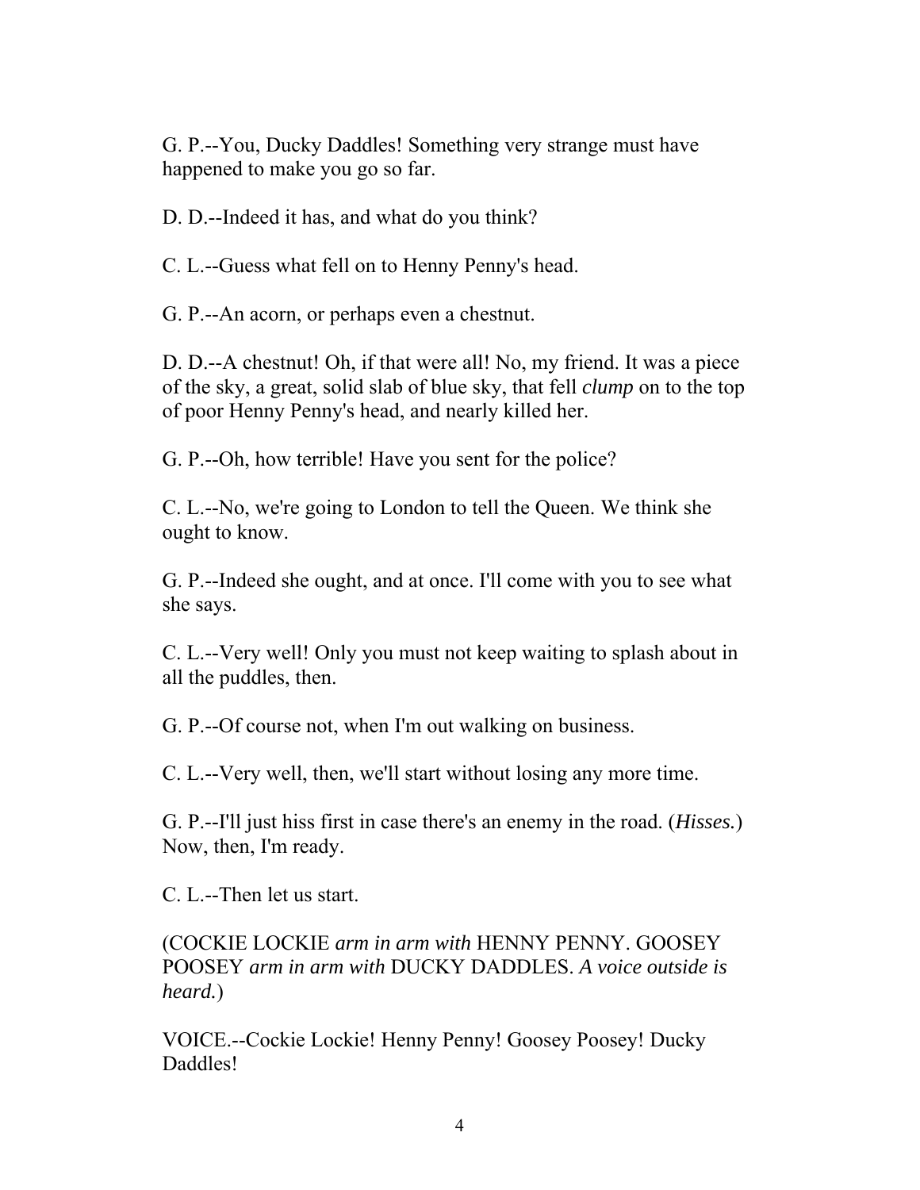G. P.--You, Ducky Daddles! Something very strange must have happened to make you go so far.

D. D.--Indeed it has, and what do you think?

C. L.--Guess what fell on to Henny Penny's head.

G. P.--An acorn, or perhaps even a chestnut.

D. D.--A chestnut! Oh, if that were all! No, my friend. It was a piece of the sky, a great, solid slab of blue sky, that fell *clump* on to the top of poor Henny Penny's head, and nearly killed her.

G. P.--Oh, how terrible! Have you sent for the police?

C. L.--No, we're going to London to tell the Queen. We think she ought to know.

G. P.--Indeed she ought, and at once. I'll come with you to see what she says.

C. L.--Very well! Only you must not keep waiting to splash about in all the puddles, then.

G. P.--Of course not, when I'm out walking on business.

C. L.--Very well, then, we'll start without losing any more time.

G. P.--I'll just hiss first in case there's an enemy in the road. (*Hisses.*) Now, then, I'm ready.

C. L.--Then let us start.

(COCKIE LOCKIE *arm in arm with* HENNY PENNY. GOOSEY POOSEY *arm in arm with* DUCKY DADDLES. *A voice outside is heard.*)

VOICE.--Cockie Lockie! Henny Penny! Goosey Poosey! Ducky Daddles!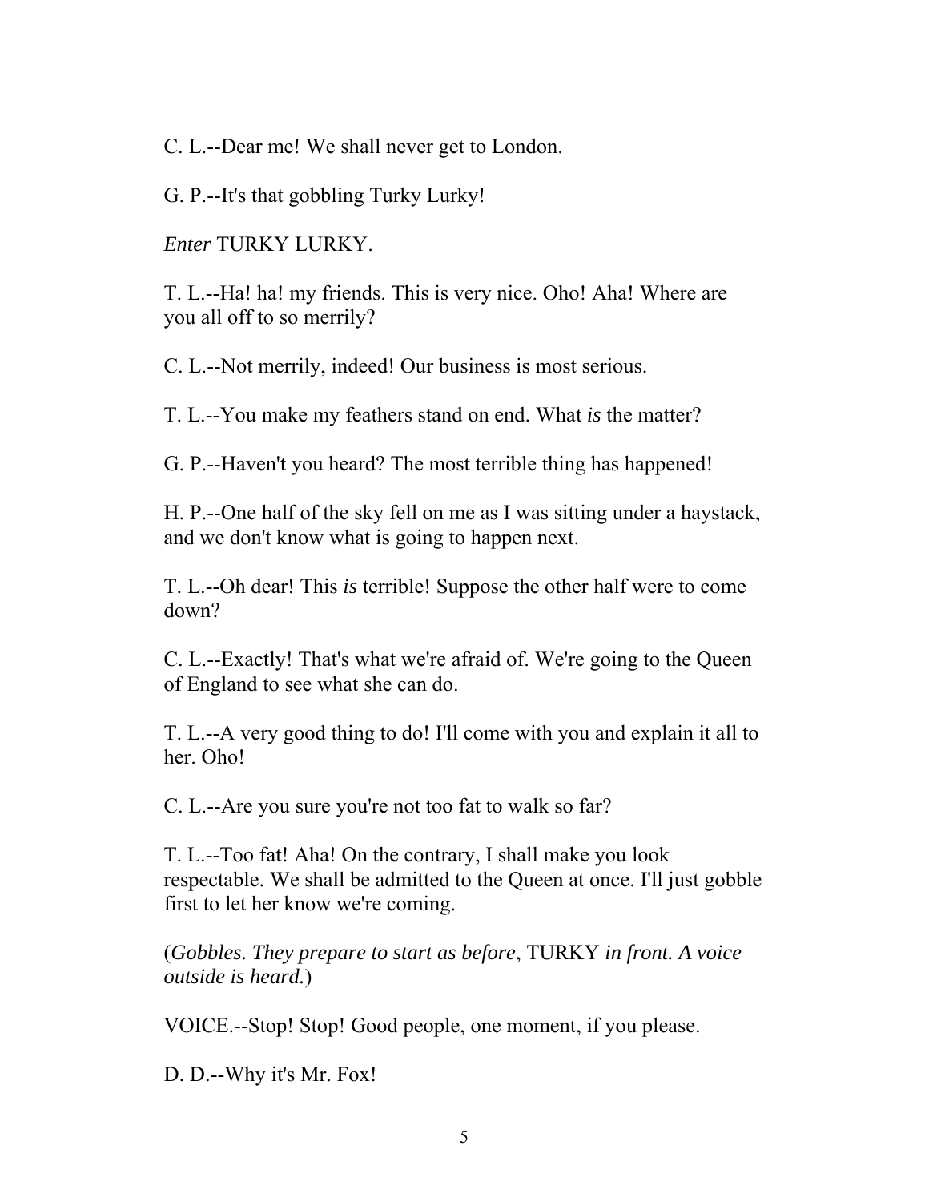C. L.--Dear me! We shall never get to London.

G. P.--It's that gobbling Turky Lurky!

*Enter* TURKY LURKY.

T. L.--Ha! ha! my friends. This is very nice. Oho! Aha! Where are you all off to so merrily?

C. L.--Not merrily, indeed! Our business is most serious.

T. L.--You make my feathers stand on end. What *is* the matter?

G. P.--Haven't you heard? The most terrible thing has happened!

H. P.--One half of the sky fell on me as I was sitting under a haystack, and we don't know what is going to happen next.

T. L.--Oh dear! This *is* terrible! Suppose the other half were to come down?

C. L.--Exactly! That's what we're afraid of. We're going to the Queen of England to see what she can do.

T. L.--A very good thing to do! I'll come with you and explain it all to her. Oho!

C. L.--Are you sure you're not too fat to walk so far?

T. L.--Too fat! Aha! On the contrary, I shall make you look respectable. We shall be admitted to the Queen at once. I'll just gobble first to let her know we're coming.

(*Gobbles. They prepare to start as before*, TURKY *in front. A voice outside is heard.*)

VOICE.--Stop! Stop! Good people, one moment, if you please.

D. D.--Why it's Mr. Fox!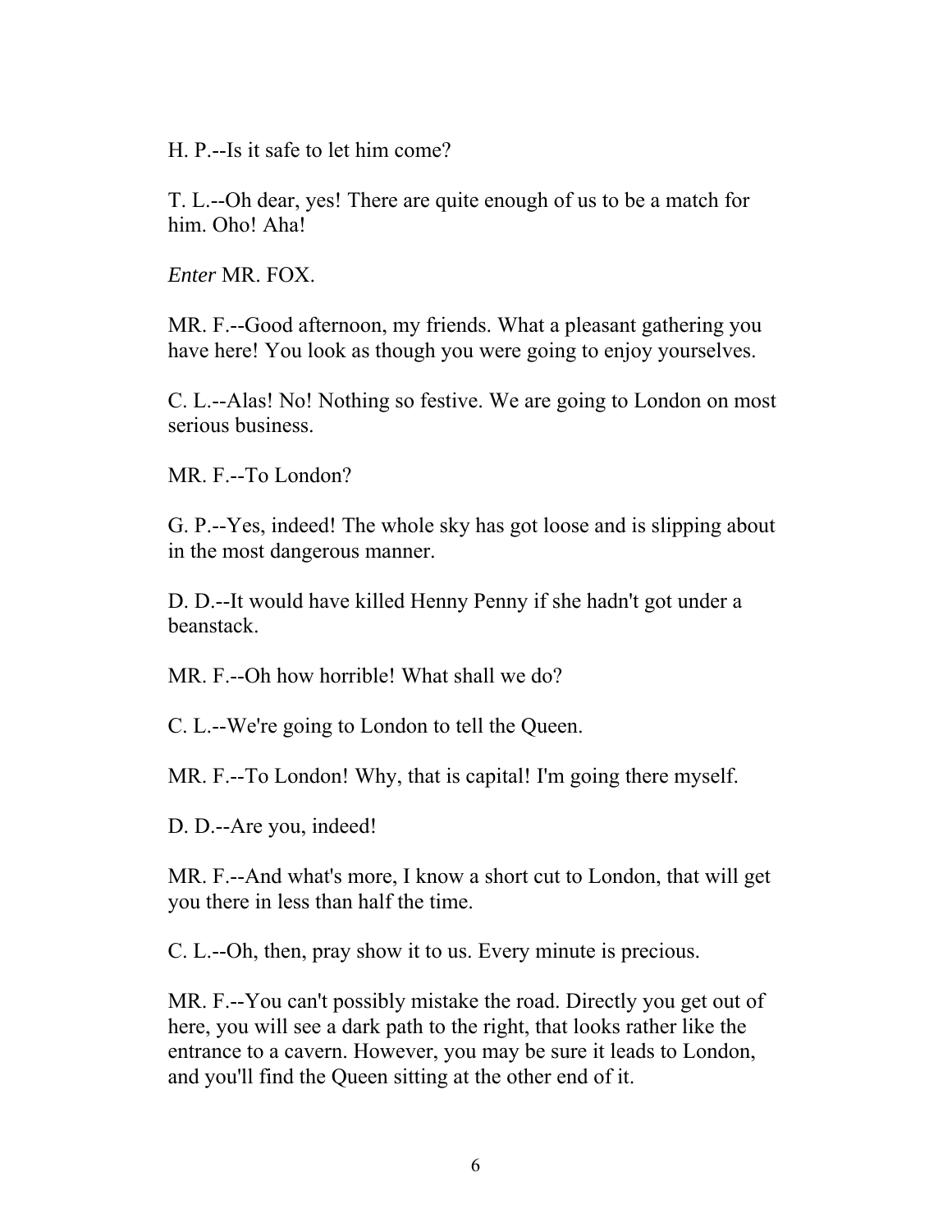H. P.--Is it safe to let him come?

T. L.--Oh dear, yes! There are quite enough of us to be a match for him. Oho! Aha!

*Enter* MR. FOX.

MR. F.--Good afternoon, my friends. What a pleasant gathering you have here! You look as though you were going to enjoy yourselves.

C. L.--Alas! No! Nothing so festive. We are going to London on most serious business.

MR. F.--To London?

G. P.--Yes, indeed! The whole sky has got loose and is slipping about in the most dangerous manner.

D. D.--It would have killed Henny Penny if she hadn't got under a beanstack.

MR. F.--Oh how horrible! What shall we do?

C. L.--We're going to London to tell the Queen.

MR. F.--To London! Why, that is capital! I'm going there myself.

D. D.--Are you, indeed!

MR. F.--And what's more, I know a short cut to London, that will get you there in less than half the time.

C. L.--Oh, then, pray show it to us. Every minute is precious.

MR. F.--You can't possibly mistake the road. Directly you get out of here, you will see a dark path to the right, that looks rather like the entrance to a cavern. However, you may be sure it leads to London, and you'll find the Queen sitting at the other end of it.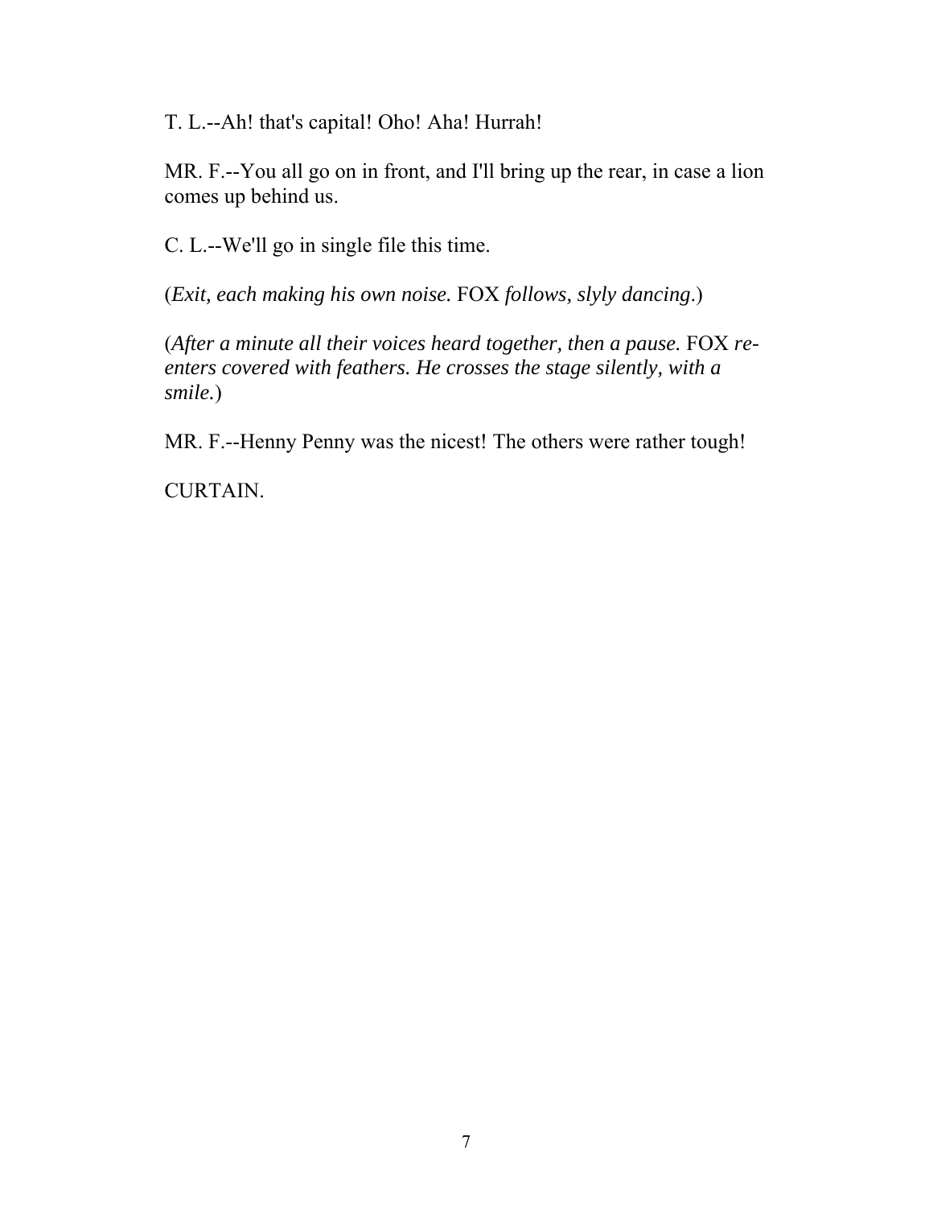T. L.--Ah! that's capital! Oho! Aha! Hurrah!

MR. F.--You all go on in front, and I'll bring up the rear, in case a lion comes up behind us.

C. L.--We'll go in single file this time.

(*Exit, each making his own noise.* FOX *follows, slyly dancing*.)

(*After a minute all their voices heard together, then a pause.* FOX *re-enters covered with feathers. He crosses the stage silently, with a smile.*)

MR. F.--Henny Penny was the nicest! The others were rather tough!

CURTAIN.